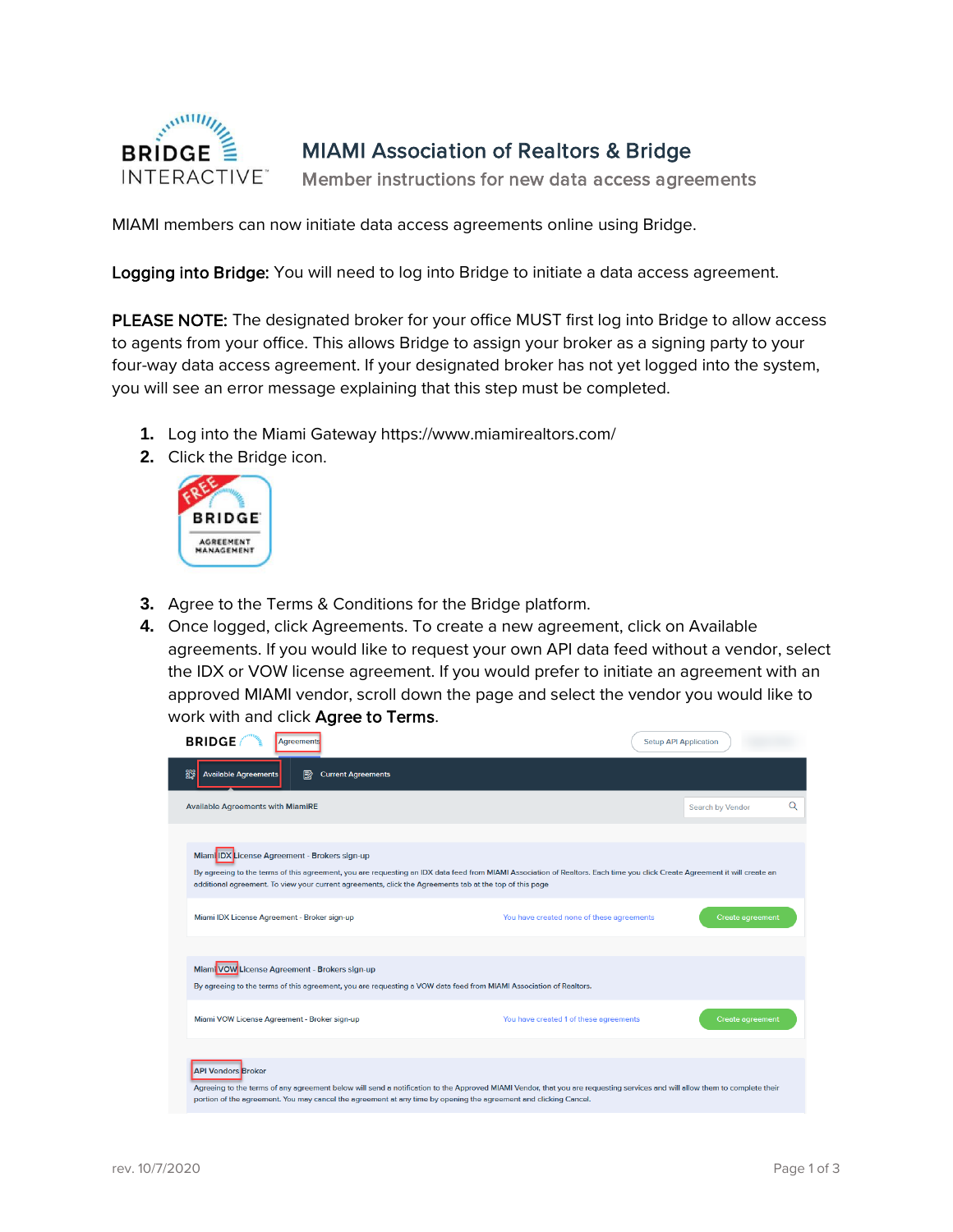# MIAMI Association of Realtors & Bridge

## Member instructions for new data access agreements

MIAMI members can now initiate data access agreements online using Bridge.

**Logging into Bridge:** You will need to log into Bridge to initiate a data access agreement.

**PLEASE NOTE:** The designated broker for your office MUST first log into Bridge to allow access to agents from your office. This allows Bridge to assign your broker as a signing party to your four-way data access agreement. If your designated broker has not yet logged into the system, you will see an error message explaining that this step must be completed.

1. Log into the Miami Gateway https://www.miamirealtors.com/
2. Click the Bridge icon.
3. Agree to the Terms & Conditions for the Bridge platform.
4. Once logged, click Agreements. To create a new agreement, click on Available agreements. If you would like to request your own API data feed without a vendor, select the IDX or VOW license agreement. If you would prefer to initiate an agreement with an approved MIAMI vendor, scroll down the page and select the vendor you would like to work with and click **Agree to Terms**.

rev. 10/7/2020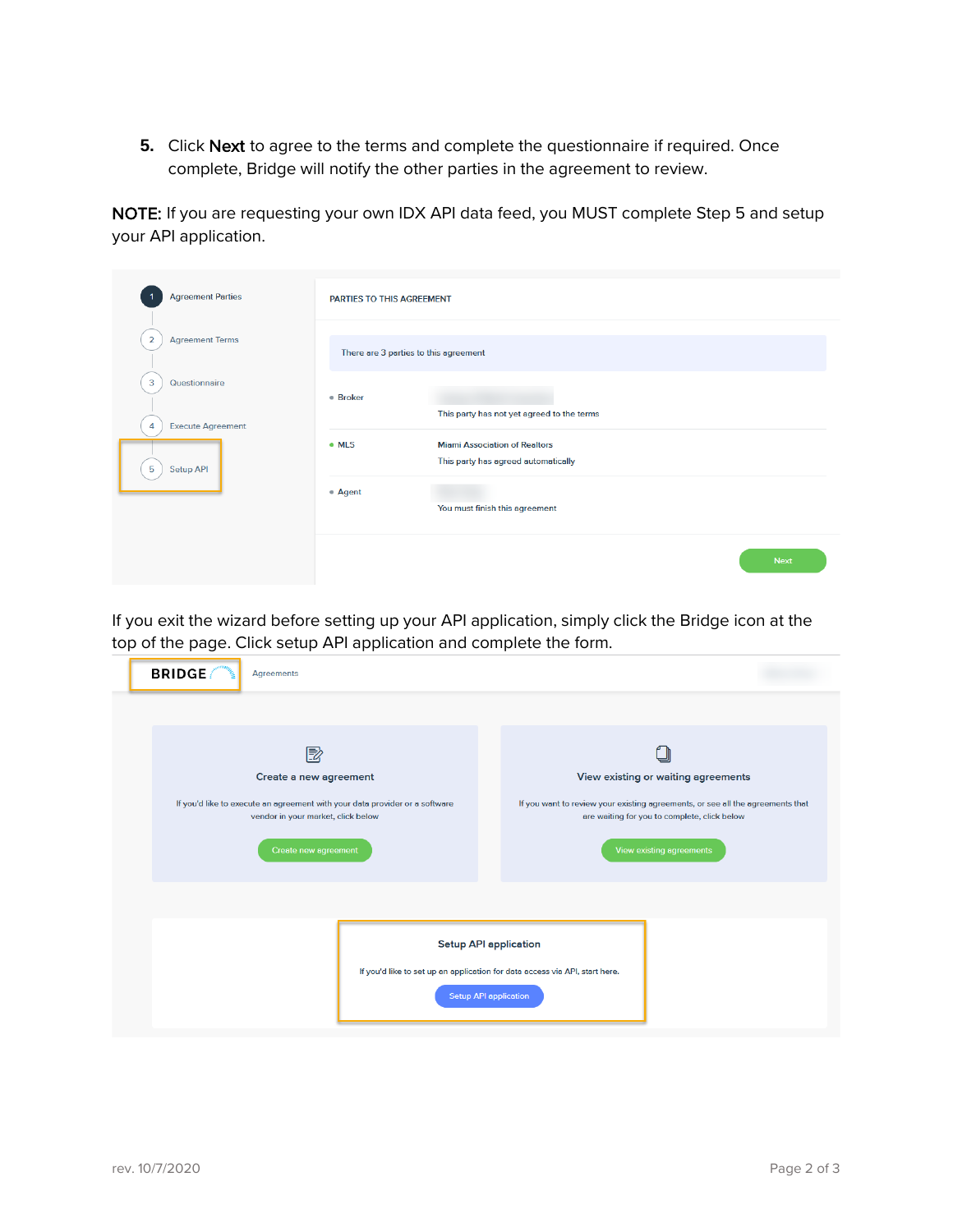5. Click **Next** to agree to the terms and complete the questionnaire if required. Once complete, Bridge will notify the other parties in the agreement to review.

**NOTE:** If you are requesting your own IDX API data feed, you MUST complete Step 5 and setup your API application.

1 Agreement Parties
2 Agreement Terms
3 Questionnaire
4 Execute Agreement
5 Setup API

PARTIES TO THIS AGREEMENT

There are 3 parties to this agreement

- Broker — This party has not yet agreed to the terms
- MLS — Miami Association of Realtors — This party has agreed automatically
- Agent — You must finish this agreement

Next

If you exit the wizard before setting up your API application, simply click the Bridge icon at the top of the page. Click setup API application and complete the form.

BRIDGE — Agreements

**Create a new agreement**

If you'd like to execute an agreement with your data provider or a software vendor in your market, click below

Create new agreement

**View existing or waiting agreements**

If you want to review your existing agreements, or see all the agreements that are waiting for you to complete, click below

View existing agreements

**Setup API application**

If you'd like to set up an application for data access via API, start here.

Setup API application

rev. 10/7/2020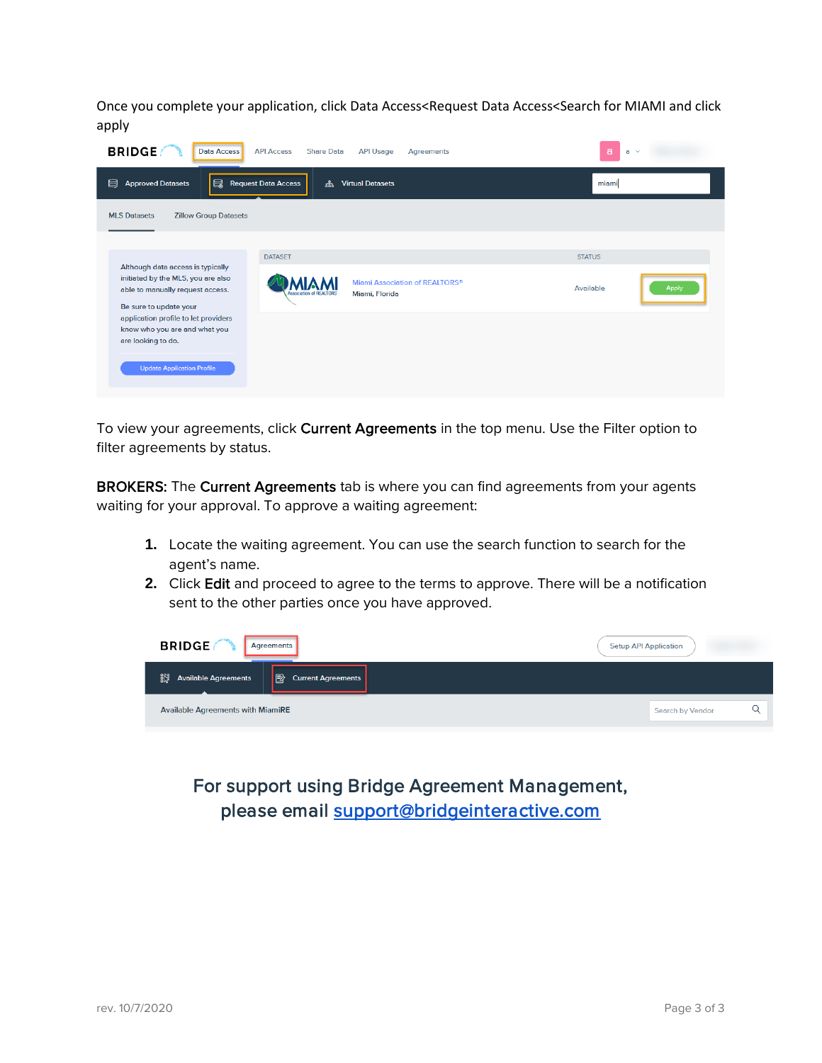Once you complete your application, click Data Access<Request Data Access<Search for MIAMI and click apply

To view your agreements, click **Current Agreements** in the top menu. Use the Filter option to filter agreements by status.

**BROKERS:** The **Current Agreements** tab is where you can find agreements from your agents waiting for your approval. To approve a waiting agreement:

1. Locate the waiting agreement. You can use the search function to search for the agent's name.
2. Click **Edit** and proceed to agree to the terms to approve. There will be a notification sent to the other parties once you have approved.

**For support using Bridge Agreement Management, please email [support@bridgeinteractive.com](mailto:support@bridgeinteractive.com)**

rev. 10/7/2020